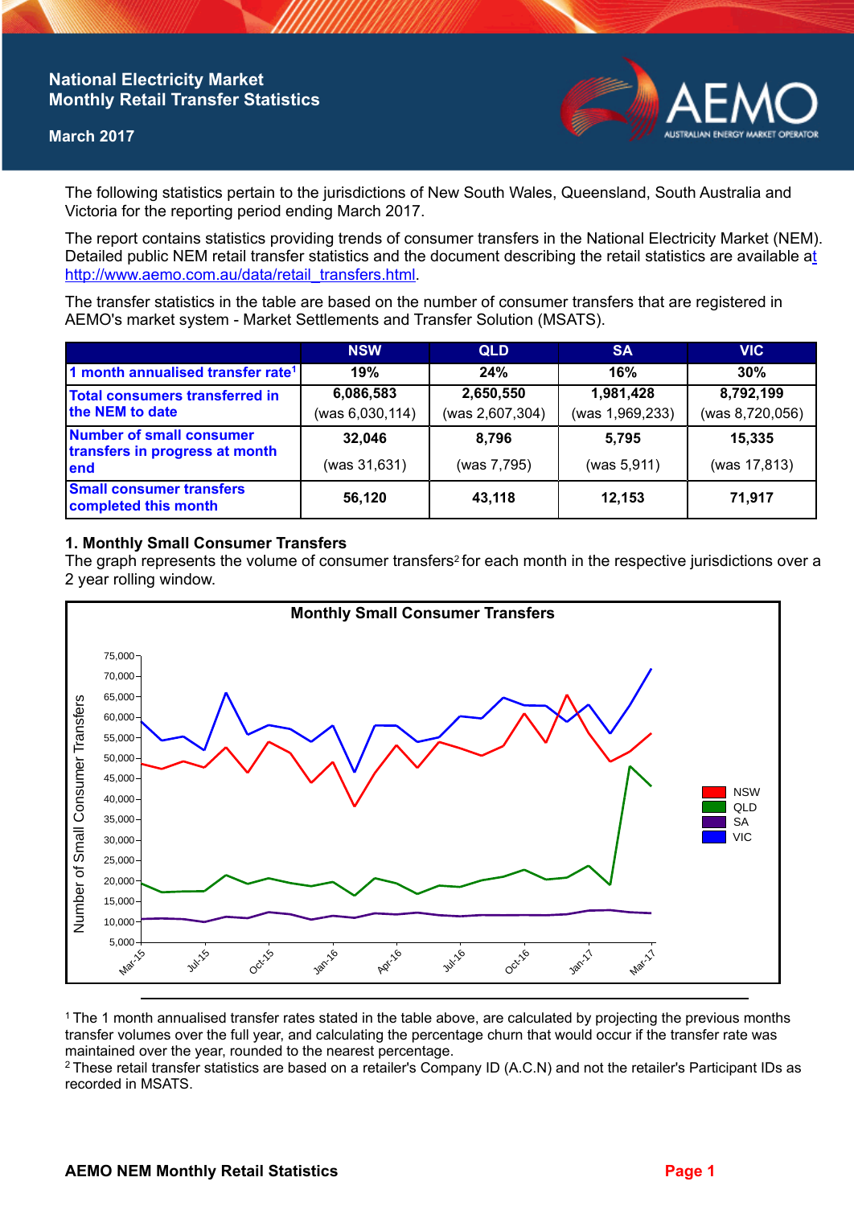# National Electricity Market Monthly Retail Transfer Statistics

**March 2017**

The following statistics pertain to the jurisdictions of New South Wales, Queensland, South Australia and Victoria for the reporting period ending March 2017.

The report contains statistics providing trends of consumer transfers in the National Electricity Market (NEM). Detailed public NEM retail transfer statistics and the document describing the retail statistics are available at http://www.aemo.com.au/data/retail_transfers.html.

The transfer statistics in the table are based on the number of consumer transfers that are registered in AEMO's market system - Market Settlements and Transfer Solution (MSATS).

| | NSW | QLD | SA | VIC |
|---|---|---|---|---|
| 1 month annualised transfer rate[1] | 19% | 24% | 16% | 30% |
| Total consumers transferred in the NEM to date | 6,086,583 (was 6,030,114) | 2,650,550 (was 2,607,304) | 1,981,428 (was 1,969,233) | 8,792,199 (was 8,720,056) |
| Number of small consumer transfers in progress at month end | 32,046 (was 31,631) | 8,796 (was 7,795) | 5,795 (was 5,911) | 15,335 (was 17,813) |
| Small consumer transfers completed this month | 56,120 | 43,118 | 12,153 | 71,917 |

## 1. Monthly Small Consumer Transfers

The graph represents the volume of consumer transfers[2] for each month in the respective jurisdictions over a 2 year rolling window.

**Monthly Small Consumer Transfers**

[1] The 1 month annualised transfer rates stated in the table above, are calculated by projecting the previous months transfer volumes over the full year, and calculating the percentage churn that would occur if the transfer rate was maintained over the year, rounded to the nearest percentage.

[2] These retail transfer statistics are based on a retailer's Company ID (A.C.N) and not the retailer's Participant IDs as recorded in MSATS.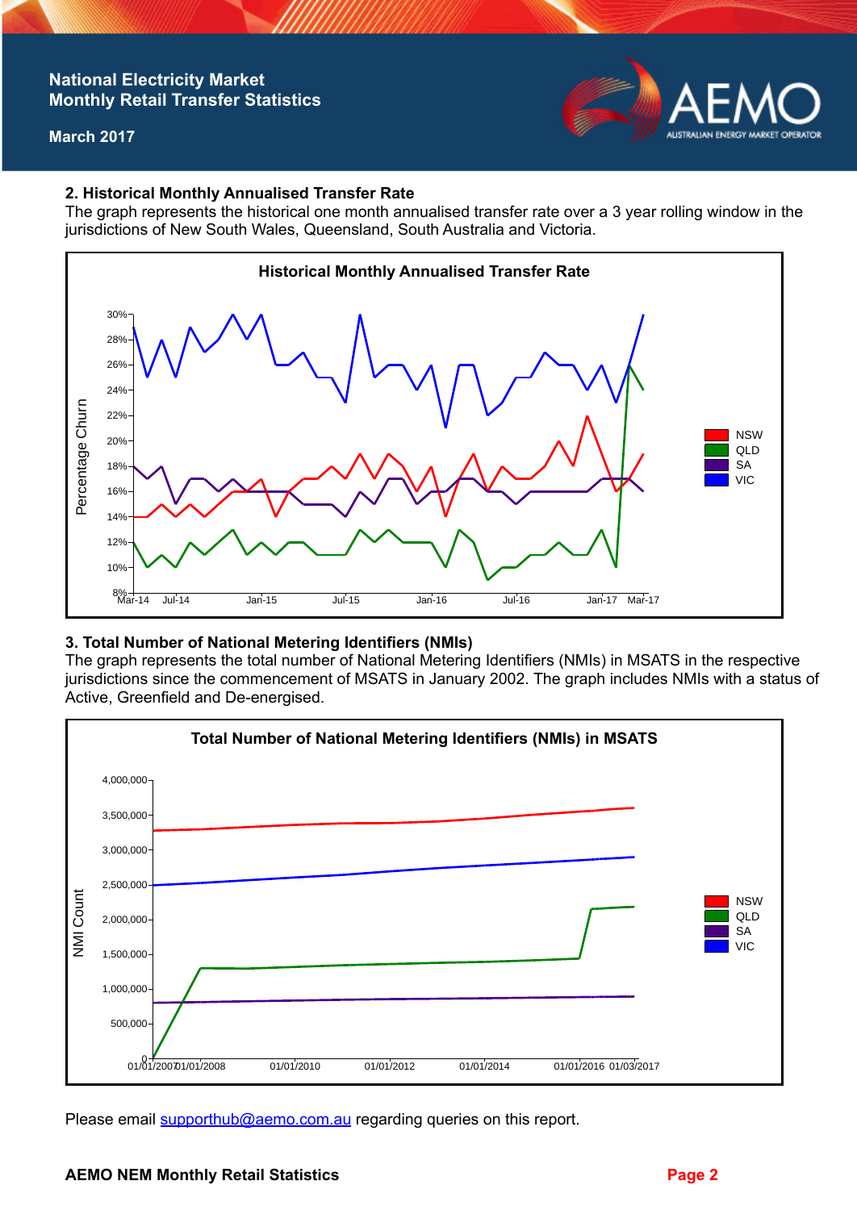## 2. Historical Monthly Annualised Transfer Rate

The graph represents the historical one month annualised transfer rate over a 3 year rolling window in the jurisdictions of New South Wales, Queensland, South Australia and Victoria.

Historical Monthly Annualised Transfer Rate

Percentage Churn

30%
28%
26%
24%
22%
20%
18%
16%
14%
12%
10%
8%

Mar-14 Jul-14 Jan-15 Jul-15 Jan-16 Jul-16 Jan-17 Mar-17

NSW
QLD
SA
VIC

## 3. Total Number of National Metering Identifiers (NMIs)

The graph represents the total number of National Metering Identifiers (NMIs) in MSATS in the respective jurisdictions since the commencement of MSATS in January 2002. The graph includes NMIs with a status of Active, Greenfield and De-energised.

Total Number of National Metering Identifiers (NMIs) in MSATS

NMI Count

4,000,000
3,500,000
3,000,000
2,500,000
2,000,000
1,500,000
1,000,000
500,000
0

01/01/2007 01/01/2008 01/01/2010 01/01/2012 01/01/2014 01/01/2016 01/03/2017

NSW
QLD
SA
VIC

Please email supporthub@aemo.com.au regarding queries on this report.